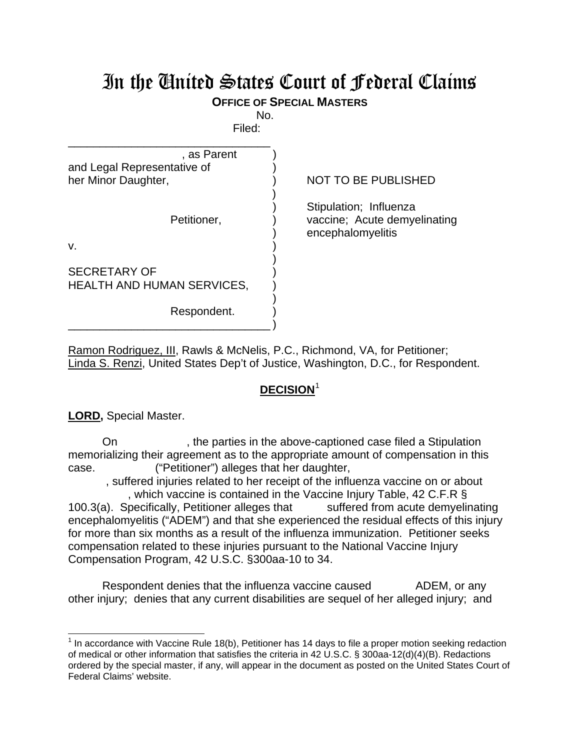# In the United States Court of Federal Claims

**OFFICE OF SPECIAL MASTERS**

No.

Filed:

| | | |
|---|---|---|
| , as Parent and Legal Representative of her Minor Daughter, | ) | NOT TO BE PUBLISHED |
| Petitioner, | ) | Stipulation; Influenza vaccine; Acute demyelinating encephalomyelitis |
| v. | ) | |
| SECRETARY OF HEALTH AND HUMAN SERVICES, | ) | |
| Respondent. | ) | |

Ramon Rodriguez, III, Rawls & McNelis, P.C., Richmond, VA, for Petitioner;
Linda S. Renzi, United States Dep't of Justice, Washington, D.C., for Respondent.

## DECISION[1]

**LORD,** Special Master.

On , the parties in the above-captioned case filed a Stipulation memorializing their agreement as to the appropriate amount of compensation in this case. ("Petitioner") alleges that her daughter, , suffered injuries related to her receipt of the influenza vaccine on or about , which vaccine is contained in the Vaccine Injury Table, 42 C.F.R § 100.3(a). Specifically, Petitioner alleges that suffered from acute demyelinating encephalomyelitis ("ADEM") and that she experienced the residual effects of this injury for more than six months as a result of the influenza immunization. Petitioner seeks compensation related to these injuries pursuant to the National Vaccine Injury Compensation Program, 42 U.S.C. §300aa-10 to 34.

Respondent denies that the influenza vaccine caused ADEM, or any other injury; denies that any current disabilities are sequel of her alleged injury; and

[1] In accordance with Vaccine Rule 18(b), Petitioner has 14 days to file a proper motion seeking redaction of medical or other information that satisfies the criteria in 42 U.S.C. § 300aa-12(d)(4)(B). Redactions ordered by the special master, if any, will appear in the document as posted on the United States Court of Federal Claims' website.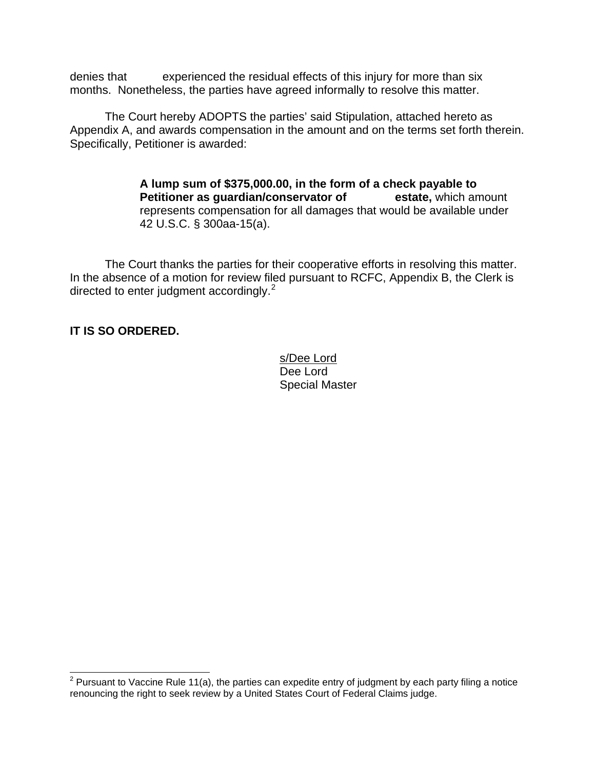denies that experienced the residual effects of this injury for more than six months. Nonetheless, the parties have agreed informally to resolve this matter.

The Court hereby ADOPTS the parties' said Stipulation, attached hereto as Appendix A, and awards compensation in the amount and on the terms set forth therein. Specifically, Petitioner is awarded:

> **A lump sum of $375,000.00, in the form of a check payable to Petitioner as guardian/conservator of estate,** which amount represents compensation for all damages that would be available under 42 U.S.C. § 300aa-15(a).

The Court thanks the parties for their cooperative efforts in resolving this matter. In the absence of a motion for review filed pursuant to RCFC, Appendix B, the Clerk is directed to enter judgment accordingly.[2]

**IT IS SO ORDERED.**

s/Dee Lord
Dee Lord
Special Master

---

[2] Pursuant to Vaccine Rule 11(a), the parties can expedite entry of judgment by each party filing a notice renouncing the right to seek review by a United States Court of Federal Claims judge.